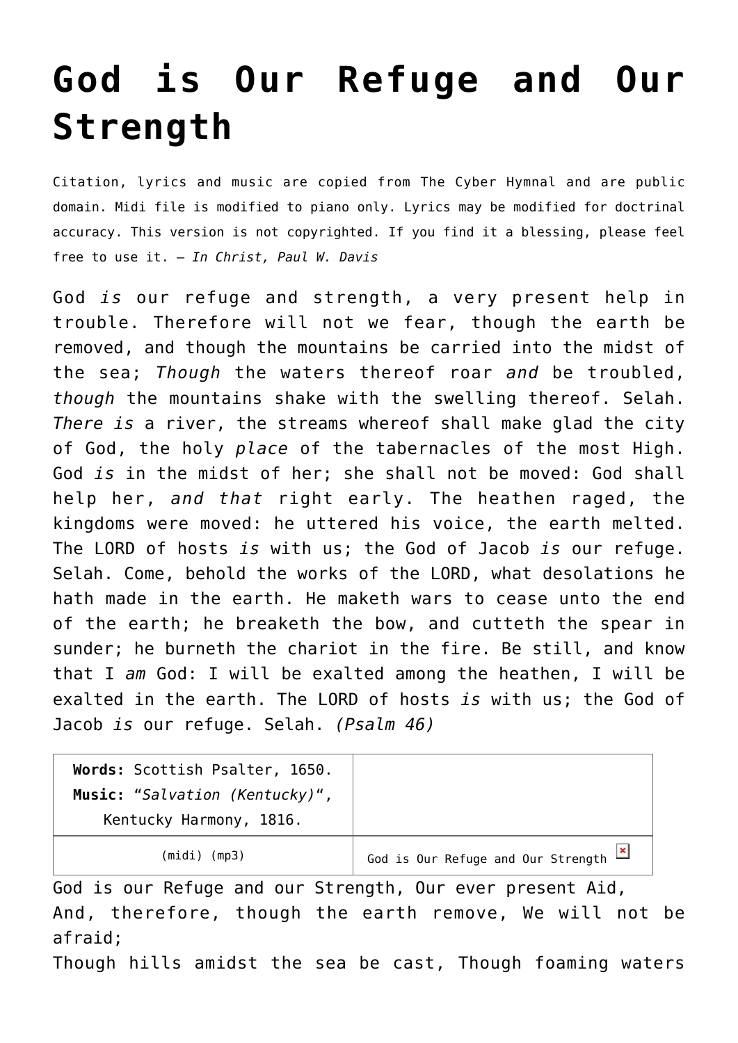# God is Our Refuge and Our Strength

Citation, lyrics and music are copied from The Cyber Hymnal and are public domain. Midi file is modified to piano only. Lyrics may be modified for doctrinal accuracy. This version is not copyrighted. If you find it a blessing, please feel free to use it. – *In Christ, Paul W. Davis*

God *is* our refuge and strength, a very present help in trouble. Therefore will not we fear, though the earth be removed, and though the mountains be carried into the midst of the sea; *Though* the waters thereof roar *and* be troubled, *though* the mountains shake with the swelling thereof. Selah. *There is* a river, the streams whereof shall make glad the city of God, the holy *place* of the tabernacles of the most High. God *is* in the midst of her; she shall not be moved: God shall help her, *and that* right early. The heathen raged, the kingdoms were moved: he uttered his voice, the earth melted. The LORD of hosts *is* with us; the God of Jacob *is* our refuge. Selah. Come, behold the works of the LORD, what desolations he hath made in the earth. He maketh wars to cease unto the end of the earth; he breaketh the bow, and cutteth the spear in sunder; he burneth the chariot in the fire. Be still, and know that I *am* God: I will be exalted among the heathen, I will be exalted in the earth. The LORD of hosts *is* with us; the God of Jacob *is* our refuge. Selah. *(Psalm 46)*

| **Words:** Scottish Psalter, 1650. **Music:** "*Salvation (Kentucky)*", Kentucky Harmony, 1816. | |
|---|---|
| (midi) (mp3) | God is Our Refuge and Our Strength |

God is our Refuge and our Strength, Our ever present Aid,
And, therefore, though the earth remove, We will not be afraid;
Though hills amidst the sea be cast, Though foaming waters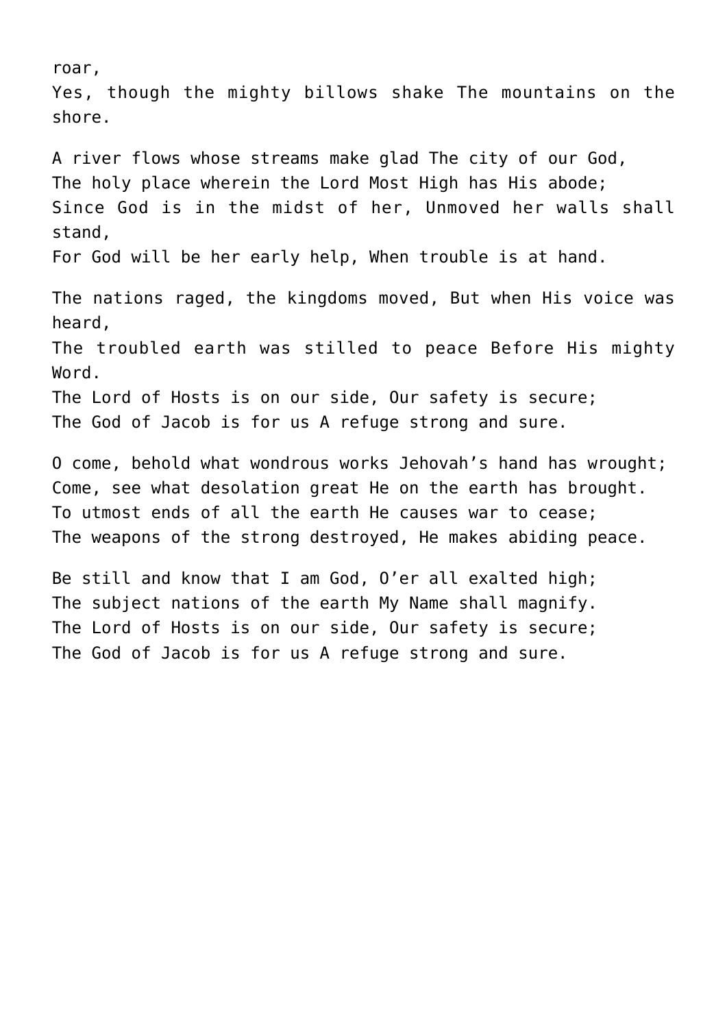roar,
Yes, though the mighty billows shake The mountains on the shore.

A river flows whose streams make glad The city of our God,
The holy place wherein the Lord Most High has His abode;
Since God is in the midst of her, Unmoved her walls shall stand,
For God will be her early help, When trouble is at hand.

The nations raged, the kingdoms moved, But when His voice was heard,
The troubled earth was stilled to peace Before His mighty Word.
The Lord of Hosts is on our side, Our safety is secure;
The God of Jacob is for us A refuge strong and sure.

O come, behold what wondrous works Jehovah's hand has wrought;
Come, see what desolation great He on the earth has brought.
To utmost ends of all the earth He causes war to cease;
The weapons of the strong destroyed, He makes abiding peace.

Be still and know that I am God, O'er all exalted high;
The subject nations of the earth My Name shall magnify.
The Lord of Hosts is on our side, Our safety is secure;
The God of Jacob is for us A refuge strong and sure.